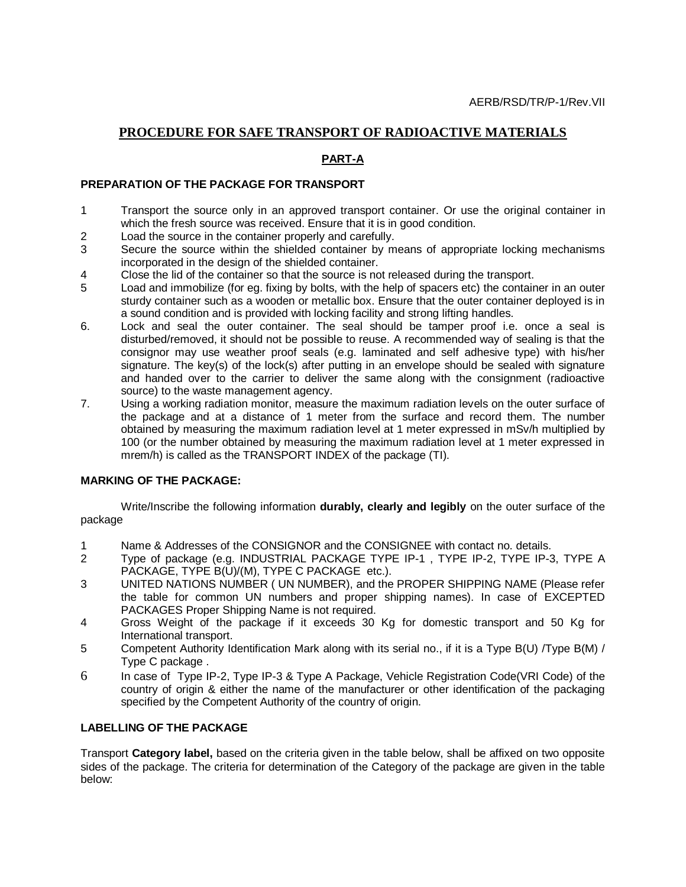AERB/RSD/TR/P-1/Rev.VII

# PROCEDURE FOR SAFE TRANSPORT OF RADIOACTIVE MATERIALS

## PART-A

### PREPARATION OF THE PACKAGE FOR TRANSPORT

1. Transport the source only in an approved transport container. Or use the original container in which the fresh source was received. Ensure that it is in good condition.
2. Load the source in the container properly and carefully.
3. Secure the source within the shielded container by means of appropriate locking mechanisms incorporated in the design of the shielded container.
4. Close the lid of the container so that the source is not released during the transport.
5. Load and immobilize (for eg. fixing by bolts, with the help of spacers etc) the container in an outer sturdy container such as a wooden or metallic box. Ensure that the outer container deployed is in a sound condition and is provided with locking facility and strong lifting handles.
6. Lock and seal the outer container. The seal should be tamper proof i.e. once a seal is disturbed/removed, it should not be possible to reuse. A recommended way of sealing is that the consignor may use weather proof seals (e.g. laminated and self adhesive type) with his/her signature. The key(s) of the lock(s) after putting in an envelope should be sealed with signature and handed over to the carrier to deliver the same along with the consignment (radioactive source) to the waste management agency.
7. Using a working radiation monitor, measure the maximum radiation levels on the outer surface of the package and at a distance of 1 meter from the surface and record them. The number obtained by measuring the maximum radiation level at 1 meter expressed in mSv/h multiplied by 100 (or the number obtained by measuring the maximum radiation level at 1 meter expressed in mrem/h) is called as the TRANSPORT INDEX of the package (TI).

### MARKING OF THE PACKAGE:

Write/Inscribe the following information **durably, clearly and legibly** on the outer surface of the package

1. Name & Addresses of the CONSIGNOR and the CONSIGNEE with contact no. details.
2. Type of package (e.g. INDUSTRIAL PACKAGE TYPE IP-1 , TYPE IP-2, TYPE IP-3, TYPE A PACKAGE, TYPE B(U)/(M), TYPE C PACKAGE etc.).
3. UNITED NATIONS NUMBER ( UN NUMBER), and the PROPER SHIPPING NAME (Please refer the table for common UN numbers and proper shipping names). In case of EXCEPTED PACKAGES Proper Shipping Name is not required.
4. Gross Weight of the package if it exceeds 30 Kg for domestic transport and 50 Kg for International transport.
5. Competent Authority Identification Mark along with its serial no., if it is a Type B(U) /Type B(M) / Type C package .
6. In case of Type IP-2, Type IP-3 & Type A Package, Vehicle Registration Code(VRI Code) of the country of origin & either the name of the manufacturer or other identification of the packaging specified by the Competent Authority of the country of origin.

### LABELLING OF THE PACKAGE

Transport **Category label,** based on the criteria given in the table below, shall be affixed on two opposite sides of the package. The criteria for determination of the Category of the package are given in the table below: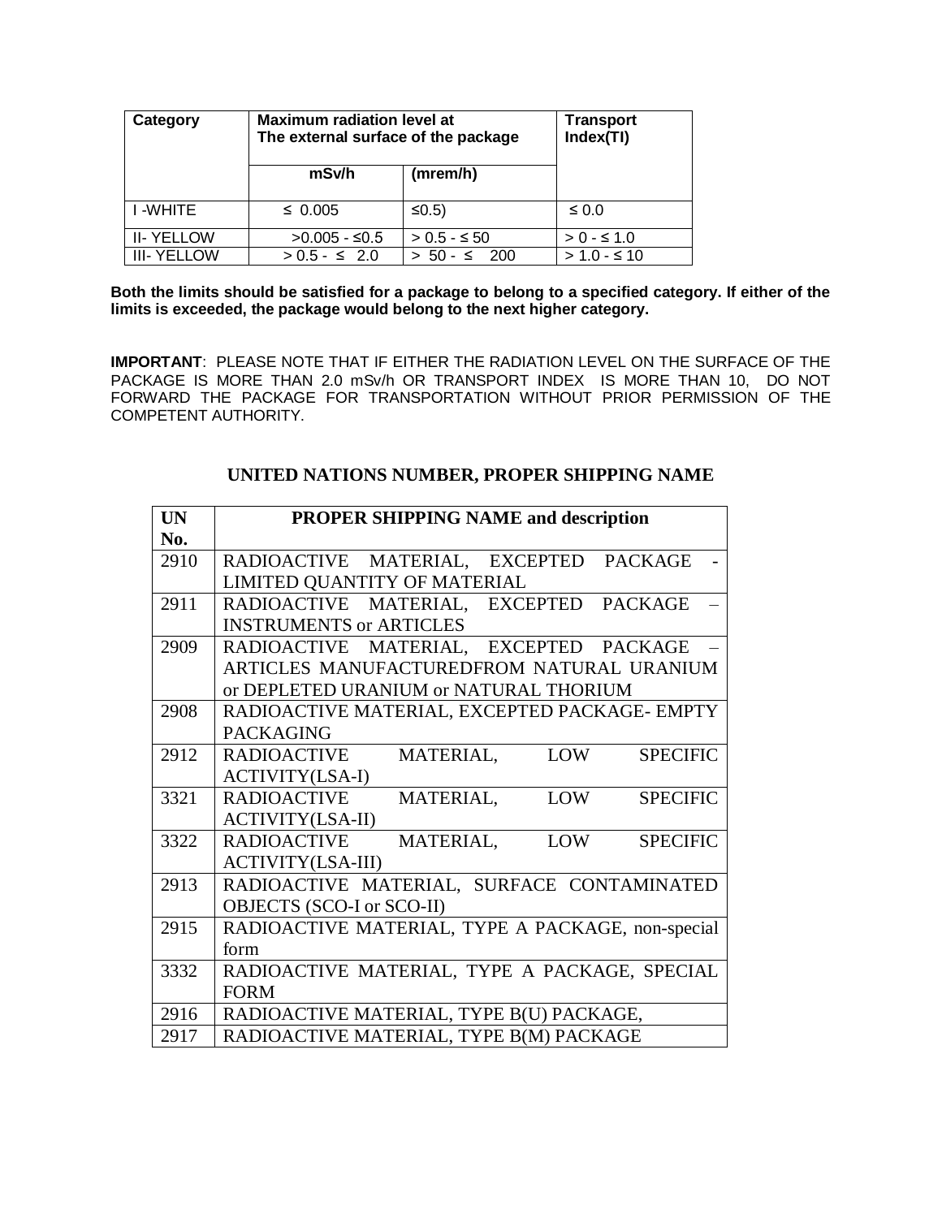| Category | Maximum radiation level at The external surface of the package | | Transport Index(TI) |
|---|---|---|---|
| | mSv/h | (mrem/h) | |
| I -WHITE | ≤ 0.005 | ≤0.5) | ≤ 0.0 |
| II- YELLOW | >0.005 - ≤0.5 | > 0.5 - ≤ 50 | > 0 - ≤ 1.0 |
| III- YELLOW | > 0.5 - ≤ 2.0 | > 50 - ≤ 200 | > 1.0 - ≤ 10 |

**Both the limits should be satisfied for a package to belong to a specified category. If either of the limits is exceeded, the package would belong to the next higher category.**

**IMPORTANT**: PLEASE NOTE THAT IF EITHER THE RADIATION LEVEL ON THE SURFACE OF THE PACKAGE IS MORE THAN 2.0 mSv/h OR TRANSPORT INDEX IS MORE THAN 10, DO NOT FORWARD THE PACKAGE FOR TRANSPORTATION WITHOUT PRIOR PERMISSION OF THE COMPETENT AUTHORITY.

## UNITED NATIONS NUMBER, PROPER SHIPPING NAME

| UN No. | PROPER SHIPPING NAME and description |
|---|---|
| 2910 | RADIOACTIVE MATERIAL, EXCEPTED PACKAGE - LIMITED QUANTITY OF MATERIAL |
| 2911 | RADIOACTIVE MATERIAL, EXCEPTED PACKAGE – INSTRUMENTS or ARTICLES |
| 2909 | RADIOACTIVE MATERIAL, EXCEPTED PACKAGE – ARTICLES MANUFACTUREDFROM NATURAL URANIUM or DEPLETED URANIUM or NATURAL THORIUM |
| 2908 | RADIOACTIVE MATERIAL, EXCEPTED PACKAGE- EMPTY PACKAGING |
| 2912 | RADIOACTIVE MATERIAL, LOW SPECIFIC ACTIVITY(LSA-I) |
| 3321 | RADIOACTIVE MATERIAL, LOW SPECIFIC ACTIVITY(LSA-II) |
| 3322 | RADIOACTIVE MATERIAL, LOW SPECIFIC ACTIVITY(LSA-III) |
| 2913 | RADIOACTIVE MATERIAL, SURFACE CONTAMINATED OBJECTS (SCO-I or SCO-II) |
| 2915 | RADIOACTIVE MATERIAL, TYPE A PACKAGE, non-special form |
| 3332 | RADIOACTIVE MATERIAL, TYPE A PACKAGE, SPECIAL FORM |
| 2916 | RADIOACTIVE MATERIAL, TYPE B(U) PACKAGE, |
| 2917 | RADIOACTIVE MATERIAL, TYPE B(M) PACKAGE |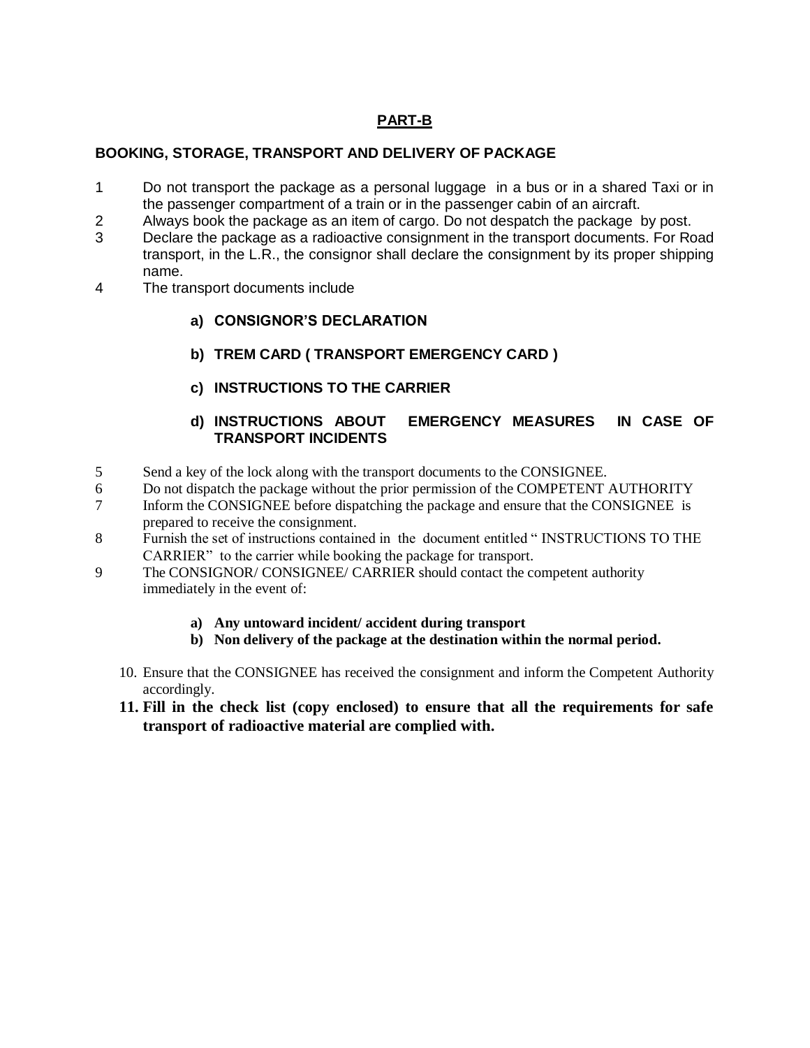## PART-B

### BOOKING, STORAGE, TRANSPORT AND DELIVERY OF PACKAGE

1. Do not transport the package as a personal luggage in a bus or in a shared Taxi or in the passenger compartment of a train or in the passenger cabin of an aircraft.
2. Always book the package as an item of cargo. Do not despatch the package by post.
3. Declare the package as a radioactive consignment in the transport documents. For Road transport, in the L.R., the consignor shall declare the consignment by its proper shipping name.
4. The transport documents include

   **a) CONSIGNOR'S DECLARATION**

   **b) TREM CARD ( TRANSPORT EMERGENCY CARD )**

   **c) INSTRUCTIONS TO THE CARRIER**

   **d) INSTRUCTIONS ABOUT EMERGENCY MEASURES IN CASE OF TRANSPORT INCIDENTS**

5. Send a key of the lock along with the transport documents to the CONSIGNEE.
6. Do not dispatch the package without the prior permission of the COMPETENT AUTHORITY
7. Inform the CONSIGNEE before dispatching the package and ensure that the CONSIGNEE is prepared to receive the consignment.
8. Furnish the set of instructions contained in the document entitled " INSTRUCTIONS TO THE CARRIER" to the carrier while booking the package for transport.
9. The CONSIGNOR/ CONSIGNEE/ CARRIER should contact the competent authority immediately in the event of:

   **a) Any untoward incident/ accident during transport**

   **b) Non delivery of the package at the destination within the normal period.**

10. Ensure that the CONSIGNEE has received the consignment and inform the Competent Authority accordingly.
11. **Fill in the check list (copy enclosed) to ensure that all the requirements for safe transport of radioactive material are complied with.**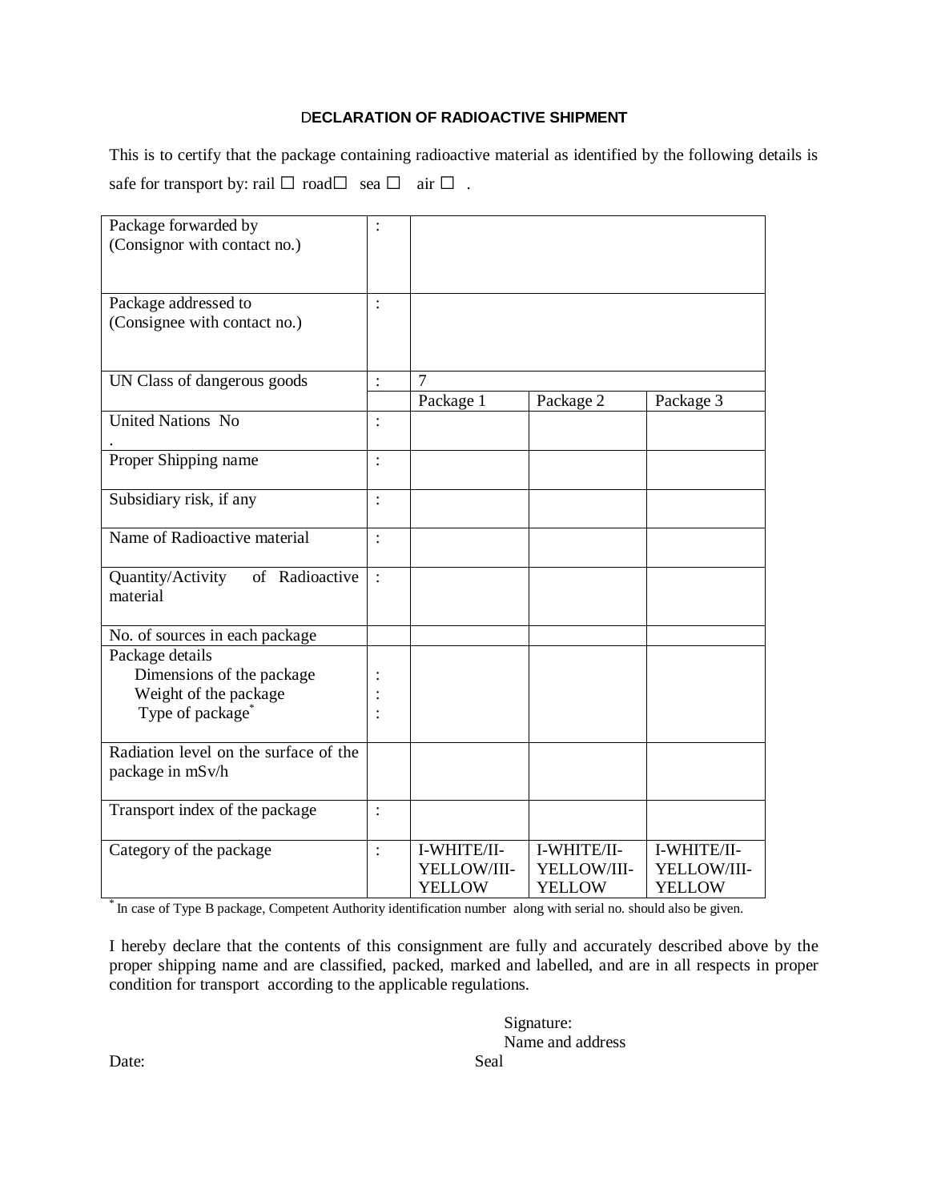## DECLARATION OF RADIOACTIVE SHIPMENT

This is to certify that the package containing radioactive material as identified by the following details is safe for transport by: rail ☐ road☐ sea ☐ air ☐ .

| | | | | |
|---|---|---|---|---|
| Package forwarded by (Consignor with contact no.) | : | | | |
| Package addressed to (Consignee with contact no.) | : | | | |
| UN Class of dangerous goods | : | 7 | | |
| | | Package 1 | Package 2 | Package 3 |
| United Nations No . | : | | | |
| Proper Shipping name | : | | | |
| Subsidiary risk, if any | : | | | |
| Name of Radioactive material | : | | | |
| Quantity/Activity of Radioactive material | : | | | |
| No. of sources in each package | | | | |
| Package details<br>Dimensions of the package<br>Weight of the package<br>Type of package* | <br>:<br>:<br>: | | | |
| Radiation level on the surface of the package in mSv/h | | | | |
| Transport index of the package | : | | | |
| Category of the package | : | I-WHITE/II-YELLOW/III-YELLOW | I-WHITE/II-YELLOW/III-YELLOW | I-WHITE/II-YELLOW/III-YELLOW |

* In case of Type B package, Competent Authority identification number along with serial no. should also be given.

I hereby declare that the contents of this consignment are fully and accurately described above by the proper shipping name and are classified, packed, marked and labelled, and are in all respects in proper condition for transport according to the applicable regulations.

Signature:

Name and address

Date: Seal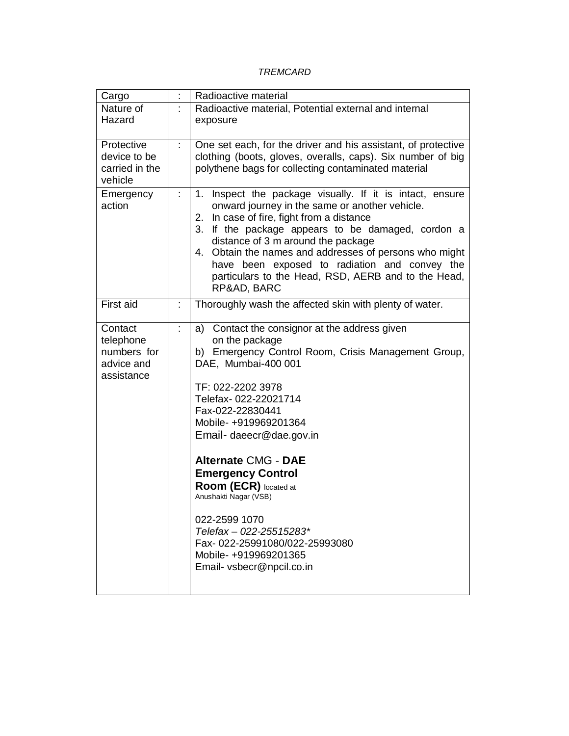*TREMCARD*

| | | |
|---|---|---|
| Cargo | : | Radioactive material |
| Nature of Hazard | : | Radioactive material, Potential external and internal exposure |
| Protective device to be carried in the vehicle | : | One set each, for the driver and his assistant, of protective clothing (boots, gloves, overalls, caps). Six number of big polythene bags for collecting contaminated material |
| Emergency action | : | 1. Inspect the package visually. If it is intact, ensure onward journey in the same or another vehicle.<br>2. In case of fire, fight from a distance<br>3. If the package appears to be damaged, cordon a distance of 3 m around the package<br>4. Obtain the names and addresses of persons who might have been exposed to radiation and convey the particulars to the Head, RSD, AERB and to the Head, RP&AD, BARC |
| First aid | : | Thoroughly wash the affected skin with plenty of water. |
| Contact telephone numbers for advice and assistance | : | a) Contact the consignor at the address given on the package<br>b) Emergency Control Room, Crisis Management Group, DAE, Mumbai-400 001<br><br>TF: 022-2202 3978<br>Telefax- 022-22021714<br>Fax-022-22830441<br>Mobile- +919969201364<br>Email- daeecr@dae.gov.in<br><br>**Alternate** CMG - **DAE Emergency Control Room (ECR)** located at Anushakti Nagar (VSB)<br><br>022-2599 1070<br>*Telefax – 022-25515283**<br>Fax- 022-25991080/022-25993080<br>Mobile- +919969201365<br>Email- vsbecr@npcil.co.in |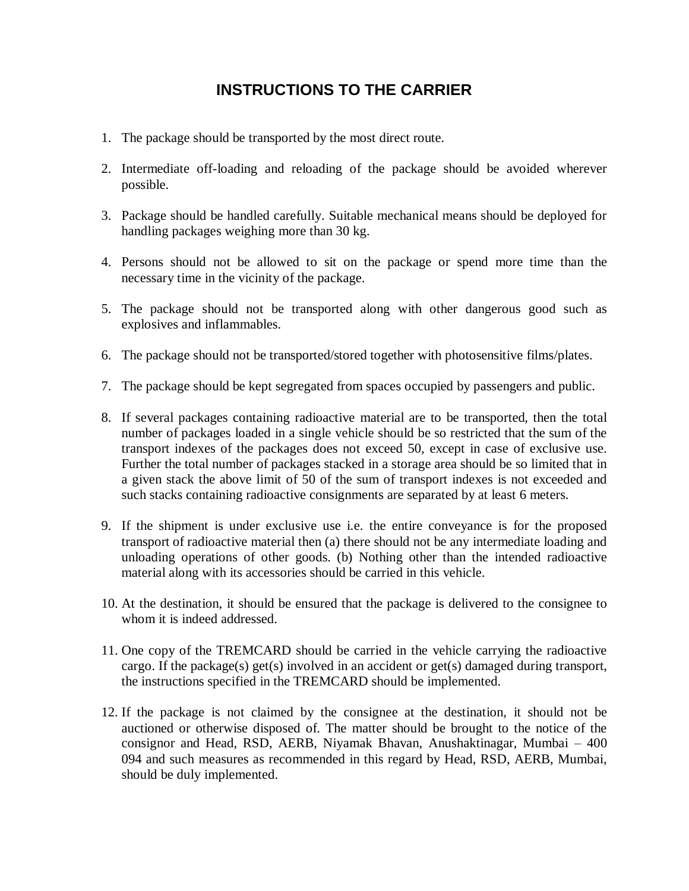# INSTRUCTIONS TO THE CARRIER

1. The package should be transported by the most direct route.

2. Intermediate off-loading and reloading of the package should be avoided wherever possible.

3. Package should be handled carefully. Suitable mechanical means should be deployed for handling packages weighing more than 30 kg.

4. Persons should not be allowed to sit on the package or spend more time than the necessary time in the vicinity of the package.

5. The package should not be transported along with other dangerous good such as explosives and inflammables.

6. The package should not be transported/stored together with photosensitive films/plates.

7. The package should be kept segregated from spaces occupied by passengers and public.

8. If several packages containing radioactive material are to be transported, then the total number of packages loaded in a single vehicle should be so restricted that the sum of the transport indexes of the packages does not exceed 50, except in case of exclusive use. Further the total number of packages stacked in a storage area should be so limited that in a given stack the above limit of 50 of the sum of transport indexes is not exceeded and such stacks containing radioactive consignments are separated by at least 6 meters.

9. If the shipment is under exclusive use i.e. the entire conveyance is for the proposed transport of radioactive material then (a) there should not be any intermediate loading and unloading operations of other goods. (b) Nothing other than the intended radioactive material along with its accessories should be carried in this vehicle.

10. At the destination, it should be ensured that the package is delivered to the consignee to whom it is indeed addressed.

11. One copy of the TREMCARD should be carried in the vehicle carrying the radioactive cargo. If the package(s) get(s) involved in an accident or get(s) damaged during transport, the instructions specified in the TREMCARD should be implemented.

12. If the package is not claimed by the consignee at the destination, it should not be auctioned or otherwise disposed of. The matter should be brought to the notice of the consignor and Head, RSD, AERB, Niyamak Bhavan, Anushaktinagar, Mumbai – 400 094 and such measures as recommended in this regard by Head, RSD, AERB, Mumbai, should be duly implemented.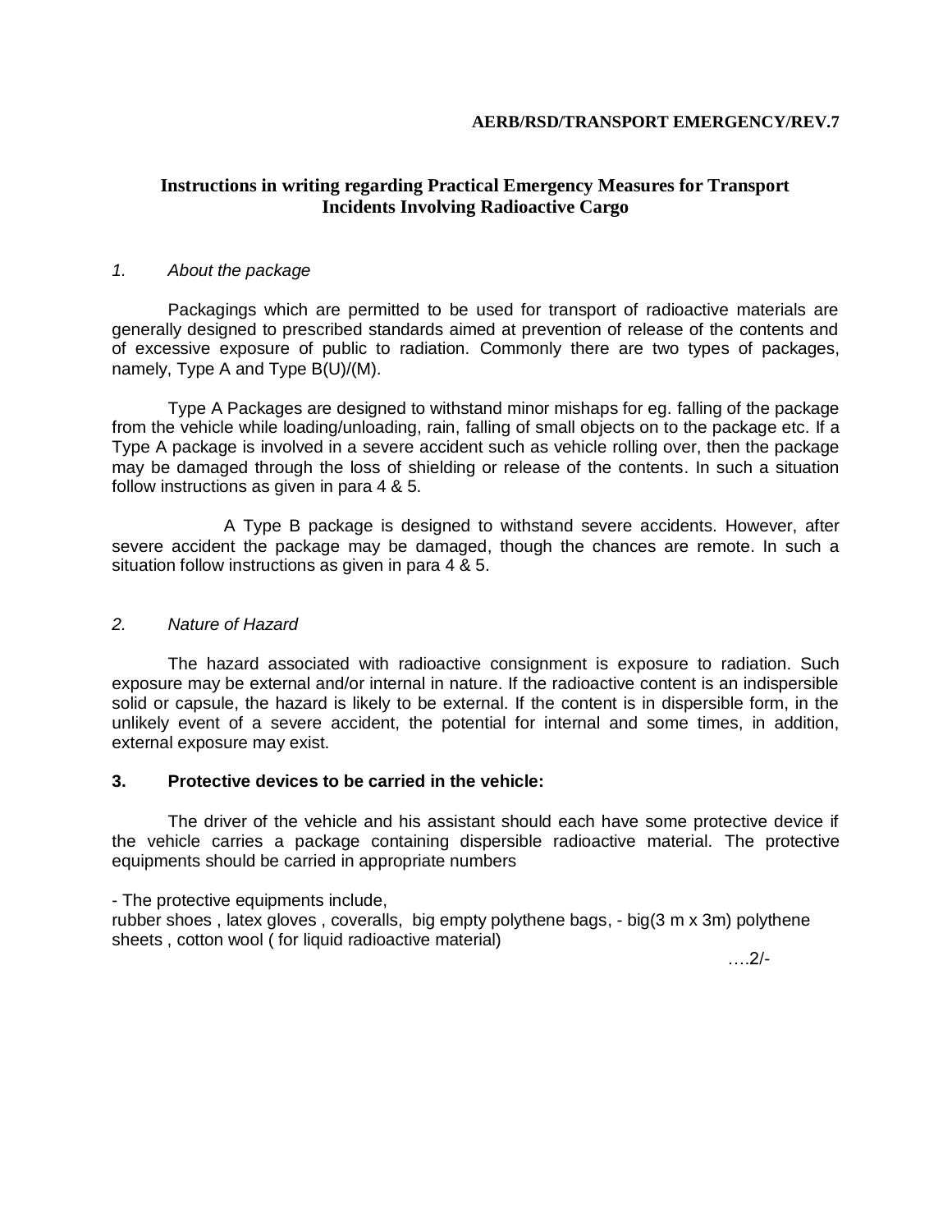AERB/RSD/TRANSPORT EMERGENCY/REV.7

# Instructions in writing regarding Practical Emergency Measures for Transport Incidents Involving Radioactive Cargo

## *1. About the package*

Packagings which are permitted to be used for transport of radioactive materials are generally designed to prescribed standards aimed at prevention of release of the contents and of excessive exposure of public to radiation. Commonly there are two types of packages, namely, Type A and Type B(U)/(M).

Type A Packages are designed to withstand minor mishaps for eg. falling of the package from the vehicle while loading/unloading, rain, falling of small objects on to the package etc. If a Type A package is involved in a severe accident such as vehicle rolling over, then the package may be damaged through the loss of shielding or release of the contents. In such a situation follow instructions as given in para 4 & 5.

A Type B package is designed to withstand severe accidents. However, after severe accident the package may be damaged, though the chances are remote. In such a situation follow instructions as given in para 4 & 5.

## *2. Nature of Hazard*

The hazard associated with radioactive consignment is exposure to radiation. Such exposure may be external and/or internal in nature. If the radioactive content is an indispersible solid or capsule, the hazard is likely to be external. If the content is in dispersible form, in the unlikely event of a severe accident, the potential for internal and some times, in addition, external exposure may exist.

## **3. Protective devices to be carried in the vehicle:**

The driver of the vehicle and his assistant should each have some protective device if the vehicle carries a package containing dispersible radioactive material. The protective equipments should be carried in appropriate numbers

- The protective equipments include,
rubber shoes , latex gloves , coveralls, big empty polythene bags, - big(3 m x 3m) polythene sheets , cotton wool ( for liquid radioactive material)

….2/-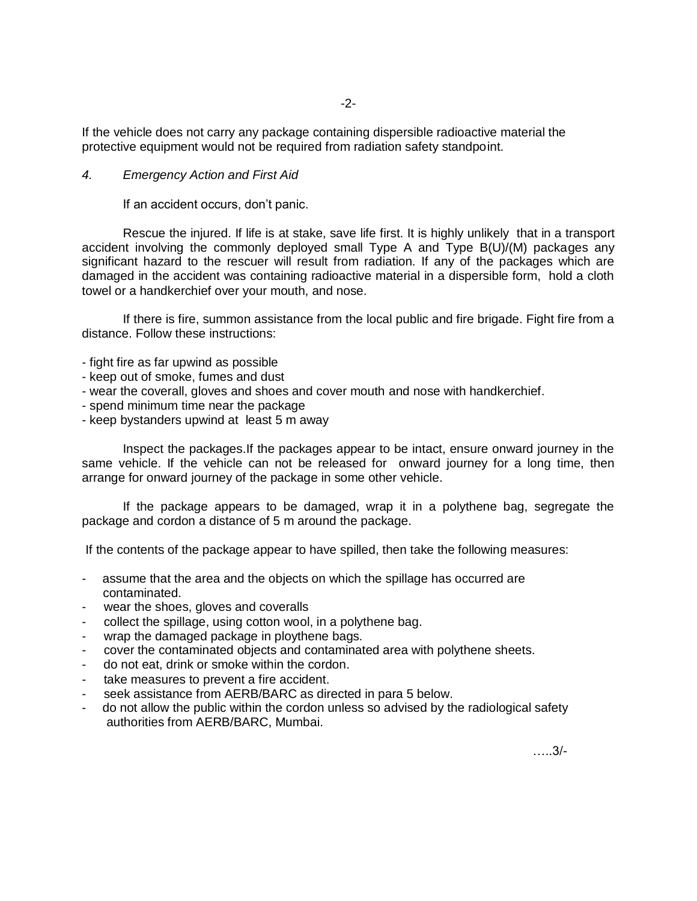If the vehicle does not carry any package containing dispersible radioactive material the protective equipment would not be required from radiation safety standpoint.

*4. Emergency Action and First Aid*

If an accident occurs, don't panic.

Rescue the injured. If life is at stake, save life first. It is highly unlikely that in a transport accident involving the commonly deployed small Type A and Type B(U)/(M) packages any significant hazard to the rescuer will result from radiation. If any of the packages which are damaged in the accident was containing radioactive material in a dispersible form, hold a cloth towel or a handkerchief over your mouth, and nose.

If there is fire, summon assistance from the local public and fire brigade. Fight fire from a distance. Follow these instructions:

- fight fire as far upwind as possible
- keep out of smoke, fumes and dust
- wear the coverall, gloves and shoes and cover mouth and nose with handkerchief.
- spend minimum time near the package
- keep bystanders upwind at least 5 m away

Inspect the packages.If the packages appear to be intact, ensure onward journey in the same vehicle. If the vehicle can not be released for onward journey for a long time, then arrange for onward journey of the package in some other vehicle.

If the package appears to be damaged, wrap it in a polythene bag, segregate the package and cordon a distance of 5 m around the package.

If the contents of the package appear to have spilled, then take the following measures:

- assume that the area and the objects on which the spillage has occurred are contaminated.
- wear the shoes, gloves and coveralls
- collect the spillage, using cotton wool, in a polythene bag.
- wrap the damaged package in ploythene bags.
- cover the contaminated objects and contaminated area with polythene sheets.
- do not eat, drink or smoke within the cordon.
- take measures to prevent a fire accident.
- seek assistance from AERB/BARC as directed in para 5 below.
- do not allow the public within the cordon unless so advised by the radiological safety authorities from AERB/BARC, Mumbai.

…..3/-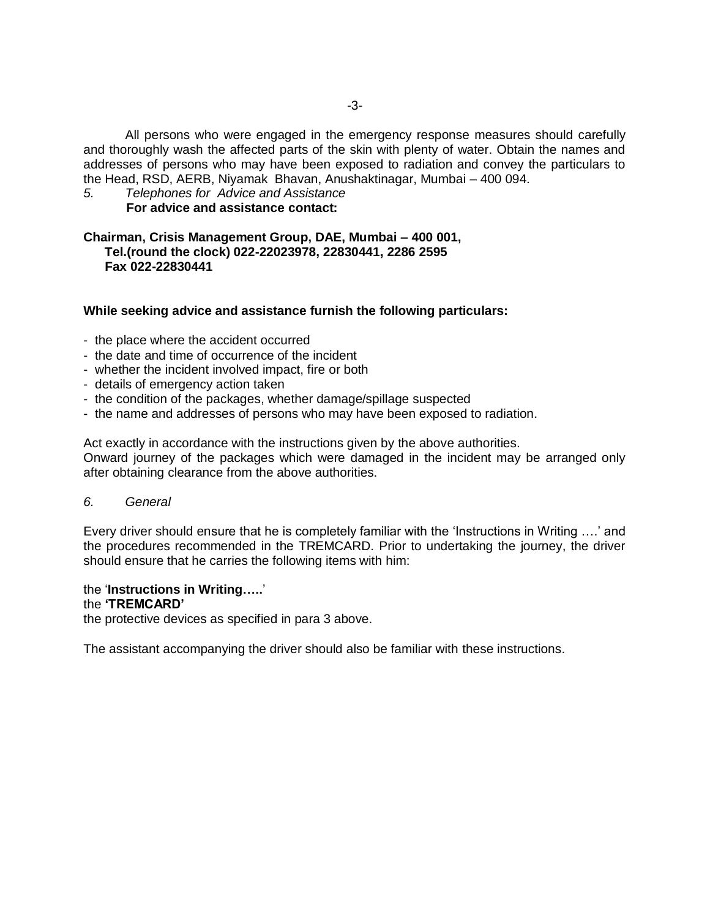All persons who were engaged in the emergency response measures should carefully and thoroughly wash the affected parts of the skin with plenty of water. Obtain the names and addresses of persons who may have been exposed to radiation and convey the particulars to the Head, RSD, AERB, Niyamak Bhavan, Anushaktinagar, Mumbai – 400 094.

*5. Telephones for Advice and Assistance*

**For advice and assistance contact:**

**Chairman, Crisis Management Group, DAE, Mumbai – 400 001,**
**Tel.(round the clock) 022-22023978, 22830441, 2286 2595**
**Fax 022-22830441**

**While seeking advice and assistance furnish the following particulars:**

- the place where the accident occurred
- the date and time of occurrence of the incident
- whether the incident involved impact, fire or both
- details of emergency action taken
- the condition of the packages, whether damage/spillage suspected
- the name and addresses of persons who may have been exposed to radiation.

Act exactly in accordance with the instructions given by the above authorities.
Onward journey of the packages which were damaged in the incident may be arranged only after obtaining clearance from the above authorities.

*6. General*

Every driver should ensure that he is completely familiar with the 'Instructions in Writing ….' and the procedures recommended in the TREMCARD. Prior to undertaking the journey, the driver should ensure that he carries the following items with him:

the '**Instructions in Writing…..**'
the **'TREMCARD'**
the protective devices as specified in para 3 above.

The assistant accompanying the driver should also be familiar with these instructions.